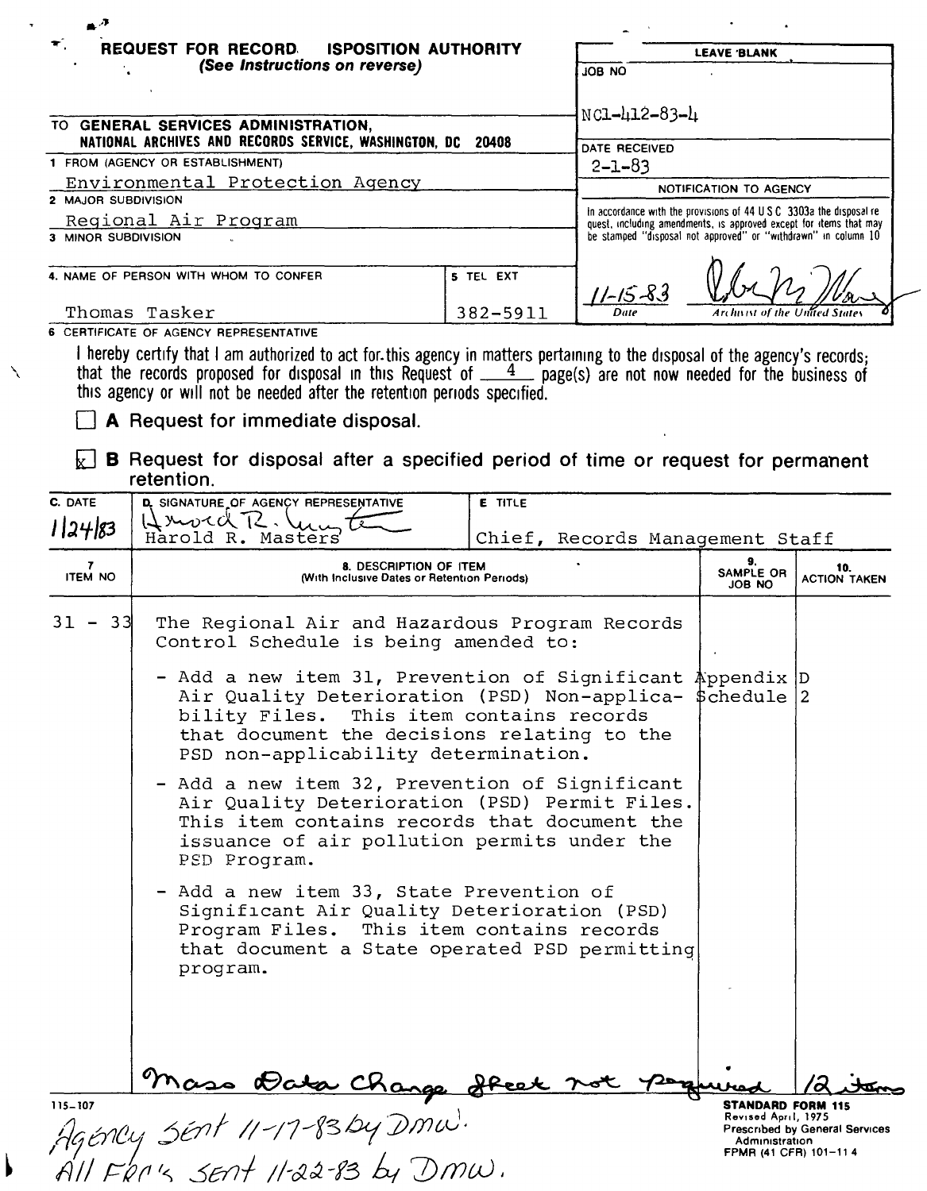# REQUEST FOR RECORD ISPOSITION AUTHORITY

*(See Instructions on reverse)*

TO **GENERAL SERVICES ADMINISTRATION, NATIONAL ARCHIVES AND RECORDS SERVICE, WASHINGTON, DC 20408**

| LEAVE BLANK |
|---|
| JOB NO |
| NC1-412-83-4 |
| DATE RECEIVED |
| 2-1-83 |
| NOTIFICATION TO AGENCY |
| In accordance with the provisions of 44 U S C 3303a the disposal request, including amendments, is approved except for items that may be stamped "disposal not approved" or "withdrawn" in column 10 |
| 11-15-83 (Date) — [signature] Archivist of the United States |

1 FROM (AGENCY OR ESTABLISHMENT)
Environmental Protection Agency

2 MAJOR SUBDIVISION
Regional Air Program

3 MINOR SUBDIVISION

4. NAME OF PERSON WITH WHOM TO CONFER: Thomas Tasker

5 TEL EXT: 382-5911

6 CERTIFICATE OF AGENCY REPRESENTATIVE

I hereby certify that I am authorized to act for this agency in matters pertaining to the disposal of the agency's records; that the records proposed for disposal in this Request of 4 page(s) are not now needed for the business of this agency or will not be needed after the retention periods specified.

☐ **A** Request for immediate disposal.

☒ **B** Request for disposal after a specified period of time or request for permanent retention.

| C. DATE | D. SIGNATURE OF AGENCY REPRESENTATIVE | E TITLE |
|---|---|---|
| 1/24/83 | Harold R. Masters | Chief, Records Management Staff |

| 7. ITEM NO | 8. DESCRIPTION OF ITEM (With Inclusive Dates or Retention Periods) | 9. SAMPLE OR JOB NO | 10. ACTION TAKEN |
|---|---|---|---|
| 31 - 33 | The Regional Air and Hazardous Program Records Control Schedule is being amended to: | | |
| | - Add a new item 31, Prevention of Significant Air Quality Deterioration (PSD) Non-applicability Files. This item contains records that document the decisions relating to the PSD non-applicability determination. | Appendix Schedule | D 2 |
| | - Add a new item 32, Prevention of Significant Air Quality Deterioration (PSD) Permit Files. This item contains records that document the issuance of air pollution permits under the PSD Program. | | |
| | - Add a new item 33, State Prevention of Significant Air Quality Deterioration (PSD) Program Files. This item contains records that document a State operated PSD permitting program. | | |
| | Mass Data Change Sheet not required | | 12 items |

115-107

STANDARD FORM 115
Revised April, 1975
Prescribed by General Services Administration
FPMR (41 CFR) 101-11 4

Agency sent 11-17-83 by DMW.
All FRC's sent 11-22-83 by DMW.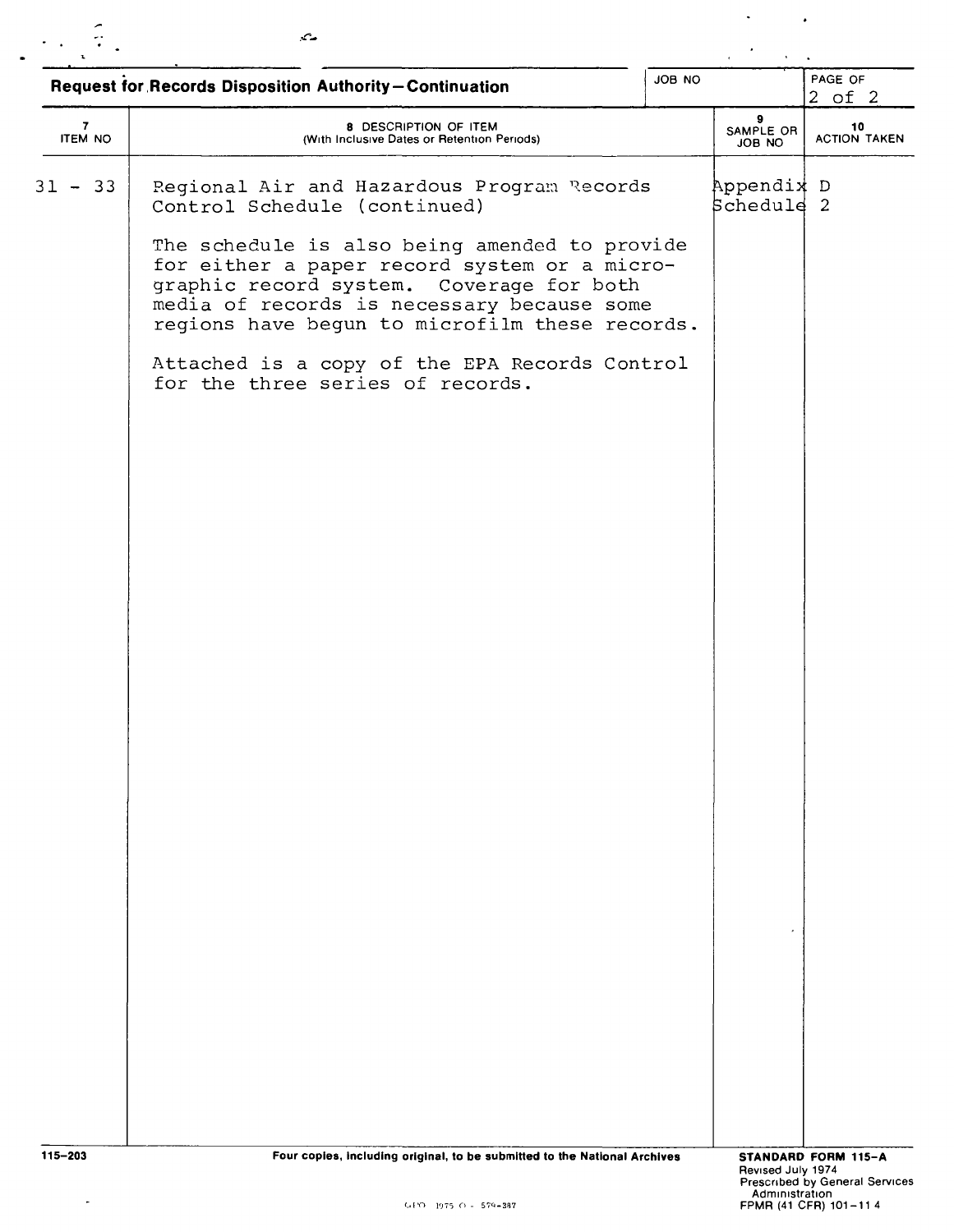## Request for Records Disposition Authority—Continuation

| JOB NO | PAGE OF |
|---|---|
| | 2 of 2 |

| 7 ITEM NO | 8 DESCRIPTION OF ITEM (With Inclusive Dates or Retention Periods) | 9 SAMPLE OR JOB NO | 10 ACTION TAKEN |
|---|---|---|---|
| 31 - 33 | Regional Air and Hazardous Program Records Control Schedule (continued)<br><br>The schedule is also being amended to provide for either a paper record system or a micrographic record system. Coverage for both media of records is necessary because some regions have begun to microfilm these records.<br><br>Attached is a copy of the EPA Records Control for the three series of records. | Appendix D Schedule 2 | |

115-203 Four copies, including original, to be submitted to the National Archives

STANDARD FORM 115-A
Revised July 1974
Prescribed by General Services Administration
FPMR (41 CFR) 101-11 4

GPO 1975 O - 579-387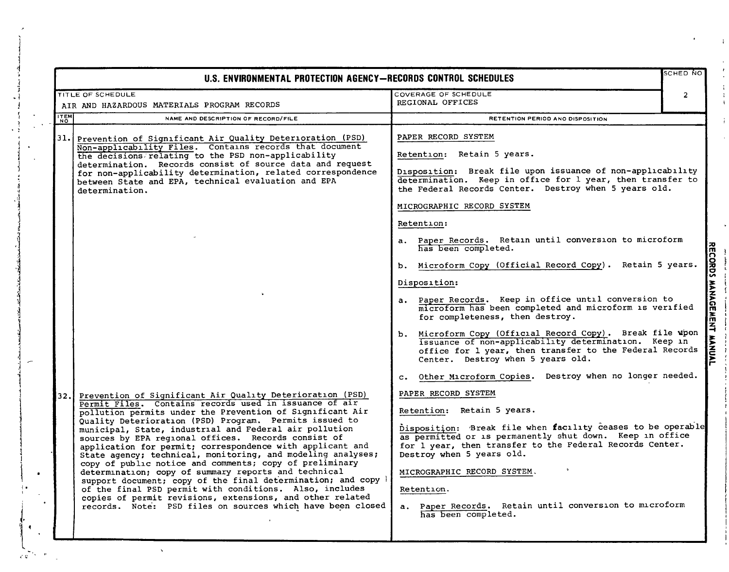# U.S. ENVIRONMENTAL PROTECTION AGENCY—RECORDS CONTROL SCHEDULES

| TITLE OF SCHEDULE | COVERAGE OF SCHEDULE | SCHED NO |
|---|---|---|
| AIR AND HAZARDOUS MATERIALS PROGRAM RECORDS | REGIONAL OFFICES | 2 |

| ITEM NO | NAME AND DESCRIPTION OF RECORD/FILE | RETENTION PERIOD AND DISPOSITION |
|---|---|---|
| 31. | Prevention of Significant Air Quality Deterioration (PSD) Non-applicability Files. Contains records that document the decisions relating to the PSD non-applicability determination. Records consist of source data and request for non-applicability determination, related correspondence between State and EPA, technical evaluation and EPA determination. | PAPER RECORD SYSTEM<br><br>Retention: Retain 5 years.<br><br>Disposition: Break file upon issuance of non-applicability determination. Keep in office for 1 year, then transfer to the Federal Records Center. Destroy when 5 years old.<br><br>MICROGRAPHIC RECORD SYSTEM<br><br>Retention:<br><br>a. Paper Records. Retain until conversion to microform has been completed.<br><br>b. Microform Copy (Official Record Copy). Retain 5 years.<br><br>Disposition:<br><br>a. Paper Records. Keep in office until conversion to microform has been completed and microform is verified for completeness, then destroy.<br><br>b. Microform Copy (Official Record Copy). Break file upon issuance of non-applicability determination. Keep in office for 1 year, then transfer to the Federal Records Center. Destroy when 5 years old.<br><br>c. Other Microform Copies. Destroy when no longer needed. |
| 32. | Prevention of Significant Air Quality Deterioration (PSD) Permit Files. Contains records used in issuance of air pollution permits under the Prevention of Significant Air Quality Deterioration (PSD) Program. Permits issued to municipal, State, industrial and Federal air pollution sources by EPA regional offices. Records consist of application for permit; correspondence with applicant and State agency; technical, monitoring, and modeling analyses; copy of public notice and comments; copy of preliminary determination; copy of summary reports and technical support document; copy of the final determination; and copy of the final PSD permit with conditions. Also, includes copies of permit revisions, extensions, and other related records. Note: PSD files on sources which have been closed | PAPER RECORD SYSTEM<br><br>Retention: Retain 5 years.<br><br>Disposition: Break file when facility ceases to be operable as permitted or is permanently shut down. Keep in office for 1 year, then transfer to the Federal Records Center. Destroy when 5 years old.<br><br>MICROGRAPHIC RECORD SYSTEM.<br><br>Retention.<br><br>a. Paper Records. Retain until conversion to microform has been completed. |

RECORDS MANAGEMENT MANUAL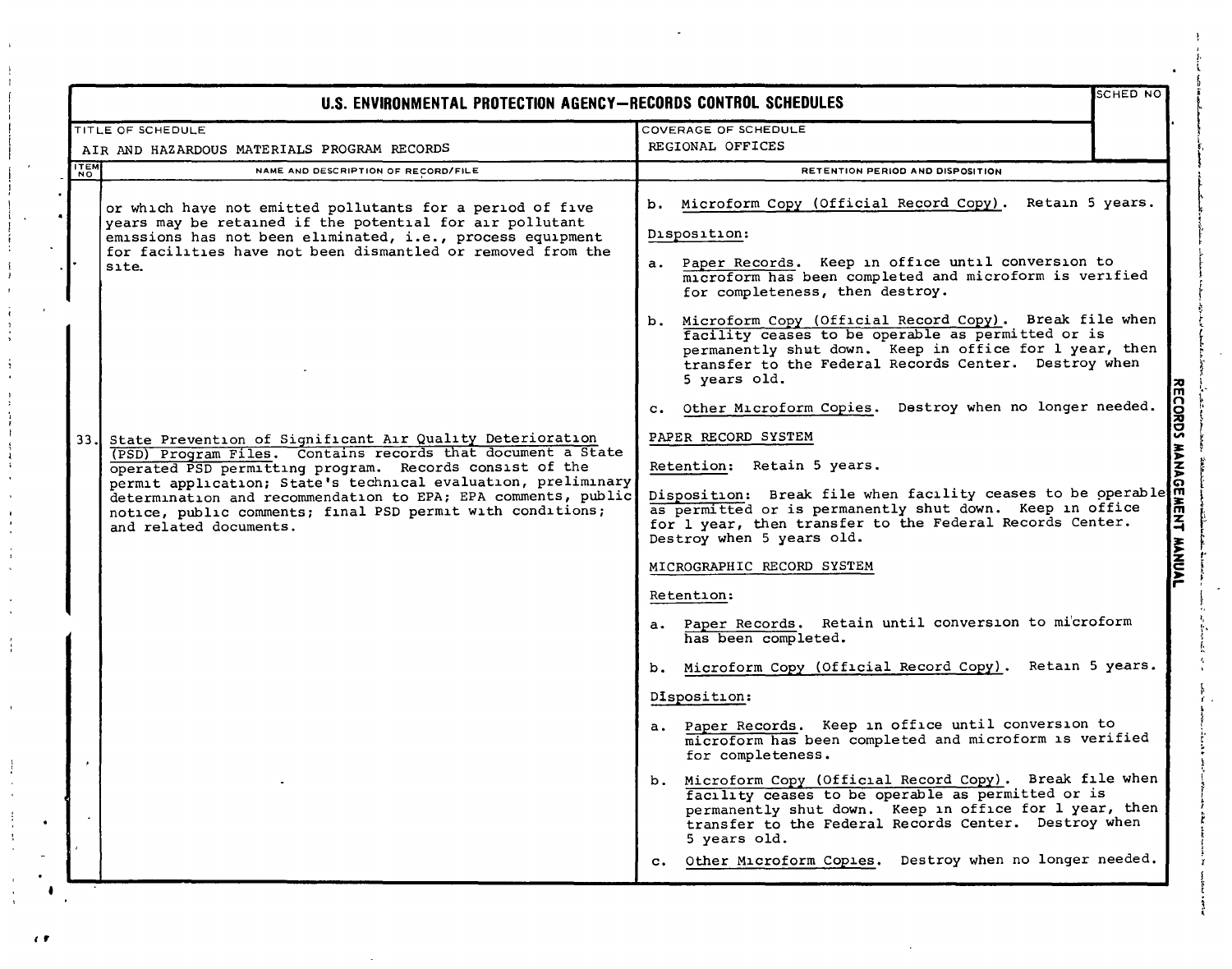# U.S. ENVIRONMENTAL PROTECTION AGENCY—RECORDS CONTROL SCHEDULES

| TITLE OF SCHEDULE | COVERAGE OF SCHEDULE | SCHED NO |
|---|---|---|
| AIR AND HAZARDOUS MATERIALS PROGRAM RECORDS | REGIONAL OFFICES | |

| ITEM NO | NAME AND DESCRIPTION OF RECORD/FILE | RETENTION PERIOD AND DISPOSITION |
|---|---|---|
| | or which have not emitted pollutants for a period of five years may be retained if the potential for air pollutant emissions has not been eliminated, i.e., process equipment for facilities have not been dismantled or removed from the site. | b. Microform Copy (Official Record Copy). Retain 5 years.<br><br>Disposition:<br><br>a. Paper Records. Keep in office until conversion to microform has been completed and microform is verified for completeness, then destroy.<br><br>b. Microform Copy (Official Record Copy). Break file when facility ceases to be operable as permitted or is permanently shut down. Keep in office for 1 year, then transfer to the Federal Records Center. Destroy when 5 years old.<br><br>c. Other Microform Copies. Destroy when no longer needed. |
| 33. | State Prevention of Significant Air Quality Deterioration (PSD) Program Files. Contains records that document a State operated PSD permitting program. Records consist of the permit application; State's technical evaluation, preliminary determination and recommendation to EPA; EPA comments, public notice, public comments; final PSD permit with conditions; and related documents. | PAPER RECORD SYSTEM<br><br>Retention: Retain 5 years.<br><br>Disposition: Break file when facility ceases to be operable as permitted or is permanently shut down. Keep in office for 1 year, then transfer to the Federal Records Center. Destroy when 5 years old.<br><br>MICROGRAPHIC RECORD SYSTEM<br><br>Retention:<br><br>a. Paper Records. Retain until conversion to microform has been completed.<br><br>b. Microform Copy (Official Record Copy). Retain 5 years.<br><br>Disposition:<br><br>a. Paper Records. Keep in office until conversion to microform has been completed and microform is verified for completeness.<br><br>b. Microform Copy (Official Record Copy). Break file when facility ceases to be operable as permitted or is permanently shut down. Keep in office for 1 year, then transfer to the Federal Records Center. Destroy when 5 years old.<br><br>c. Other Microform Copies. Destroy when no longer needed. |

RECORDS MANAGEMENT MANUAL